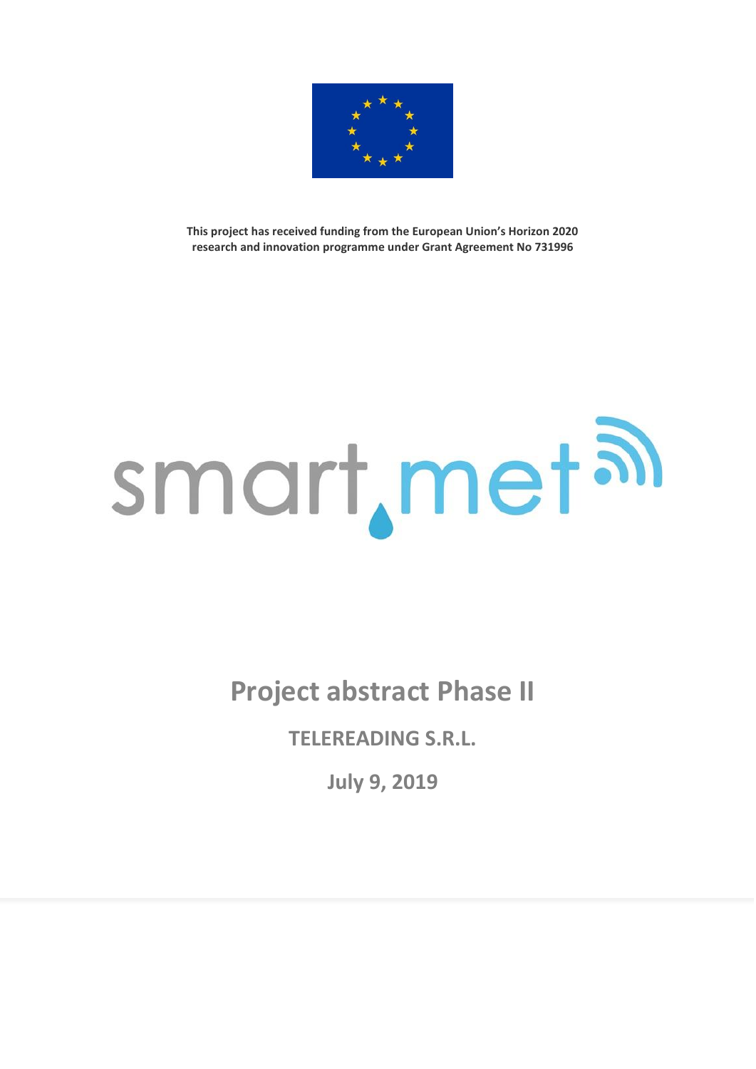**This project has received funding from the European Union's Horizon 2020 research and innovation programme under Grant Agreement No 731996**

smart.met

# Project abstract Phase II

## TELEREADING S.R.L.

## July 9, 2019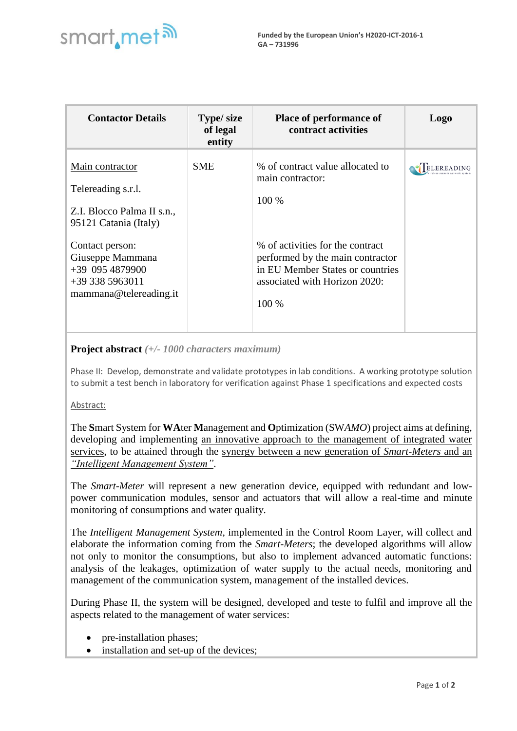| Contactor Details | Type/ size of legal entity | Place of performance of contract activities | Logo |
|---|---|---|---|
| Main contractor<br><br>Telereading s.r.l.<br><br>Z.I. Blocco Palma II s.n., 95121 Catania (Italy)<br><br>Contact person: Giuseppe Mammana +39 095 4879900 +39 338 5963011 mammana@telereading.it | SME | % of contract value allocated to main contractor:<br><br>100 %<br><br>% of activities for the contract performed by the main contractor in EU Member States or countries associated with Horizon 2020:<br><br>100 % | TELEREADING |

**Project abstract** *(+/- 1000 characters maximum)*

Phase II: Develop, demonstrate and validate prototypes in lab conditions. A working prototype solution to submit a test bench in laboratory for verification against Phase 1 specifications and expected costs

Abstract:

The **S**mart System for **WA**ter **M**anagement and **O**ptimization (SW*AMO*) project aims at defining, developing and implementing an innovative approach to the management of integrated water services, to be attained through the synergy between a new generation of *Smart-Meters* and an *"Intelligent Management System"*.

The *Smart-Meter* will represent a new generation device, equipped with redundant and low-power communication modules, sensor and actuators that will allow a real-time and minute monitoring of consumptions and water quality.

The *Intelligent Management System*, implemented in the Control Room Layer, will collect and elaborate the information coming from the *Smart-Meters*; the developed algorithms will allow not only to monitor the consumptions, but also to implement advanced automatic functions: analysis of the leakages, optimization of water supply to the actual needs, monitoring and management of the communication system, management of the installed devices.

During Phase II, the system will be designed, developed and teste to fulfil and improve all the aspects related to the management of water services:

- pre-installation phases;
- installation and set-up of the devices;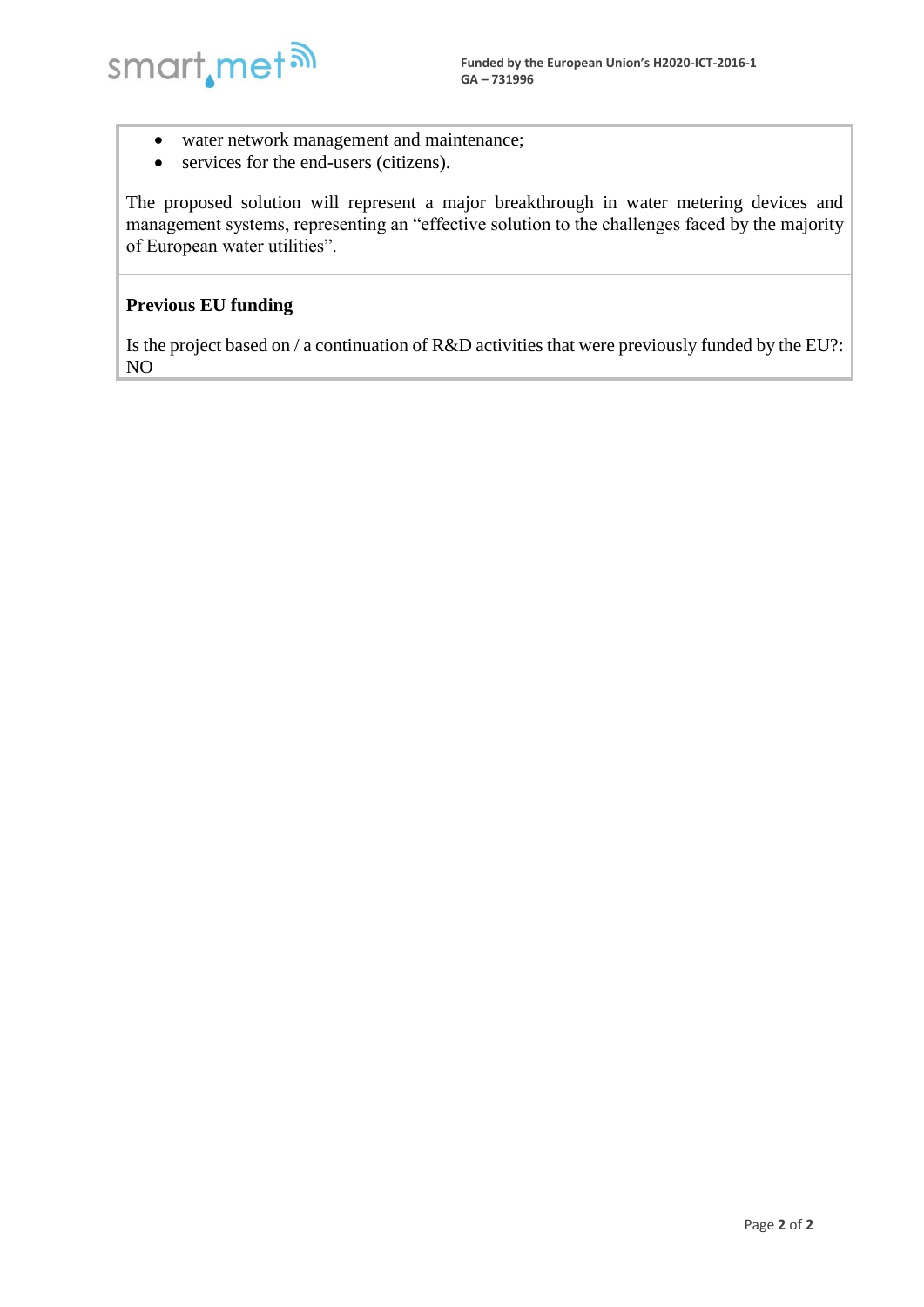- water network management and maintenance;
- services for the end-users (citizens).

The proposed solution will represent a major breakthrough in water metering devices and management systems, representing an "effective solution to the challenges faced by the majority of European water utilities".

**Previous EU funding**

Is the project based on / a continuation of R&D activities that were previously funded by the EU?: NO